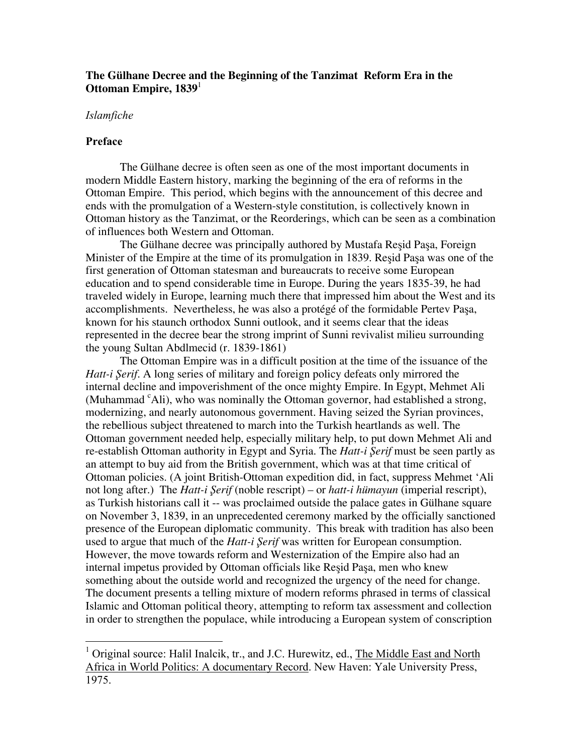**The Gülhane Decree and the Beginning of the Tanzimat Reform Era in the Ottoman Empire, 1839**[1]

*Islamfiche*

**Preface**

The Gülhane decree is often seen as one of the most important documents in modern Middle Eastern history, marking the beginning of the era of reforms in the Ottoman Empire. This period, which begins with the announcement of this decree and ends with the promulgation of a Western-style constitution, is collectively known in Ottoman history as the Tanzimat, or the Reorderings, which can be seen as a combination of influences both Western and Ottoman.

The Gülhane decree was principally authored by Mustafa Reşid Paşa, Foreign Minister of the Empire at the time of its promulgation in 1839. Reşid Paşa was one of the first generation of Ottoman statesman and bureaucrats to receive some European education and to spend considerable time in Europe. During the years 1835-39, he had traveled widely in Europe, learning much there that impressed him about the West and its accomplishments. Nevertheless, he was also a protégé of the formidable Pertev Paşa, known for his staunch orthodox Sunni outlook, and it seems clear that the ideas represented in the decree bear the strong imprint of Sunni revivalist milieu surrounding the young Sultan Abdlmecid (r. 1839-1861)

The Ottoman Empire was in a difficult position at the time of the issuance of the *Hatt-i Şerif*. A long series of military and foreign policy defeats only mirrored the internal decline and impoverishment of the once mighty Empire. In Egypt, Mehmet Ali (Muhammad ᶜAli), who was nominally the Ottoman governor, had established a strong, modernizing, and nearly autonomous government. Having seized the Syrian provinces, the rebellious subject threatened to march into the Turkish heartlands as well. The Ottoman government needed help, especially military help, to put down Mehmet Ali and re-establish Ottoman authority in Egypt and Syria. The *Hatt-i Şerif* must be seen partly as an attempt to buy aid from the British government, which was at that time critical of Ottoman policies. (A joint British-Ottoman expedition did, in fact, suppress Mehmet 'Ali not long after.) The *Hatt-i Şerif* (noble rescript) – or *hatt-i hümayun* (imperial rescript), as Turkish historians call it -- was proclaimed outside the palace gates in Gülhane square on November 3, 1839, in an unprecedented ceremony marked by the officially sanctioned presence of the European diplomatic community. This break with tradition has also been used to argue that much of the *Hatt-i Şerif* was written for European consumption. However, the move towards reform and Westernization of the Empire also had an internal impetus provided by Ottoman officials like Reşid Paşa, men who knew something about the outside world and recognized the urgency of the need for change. The document presents a telling mixture of modern reforms phrased in terms of classical Islamic and Ottoman political theory, attempting to reform tax assessment and collection in order to strengthen the populace, while introducing a European system of conscription

---

[1] Original source: Halil Inalcik, tr., and J.C. Hurewitz, ed., The Middle East and North Africa in World Politics: A documentary Record. New Haven: Yale University Press, 1975.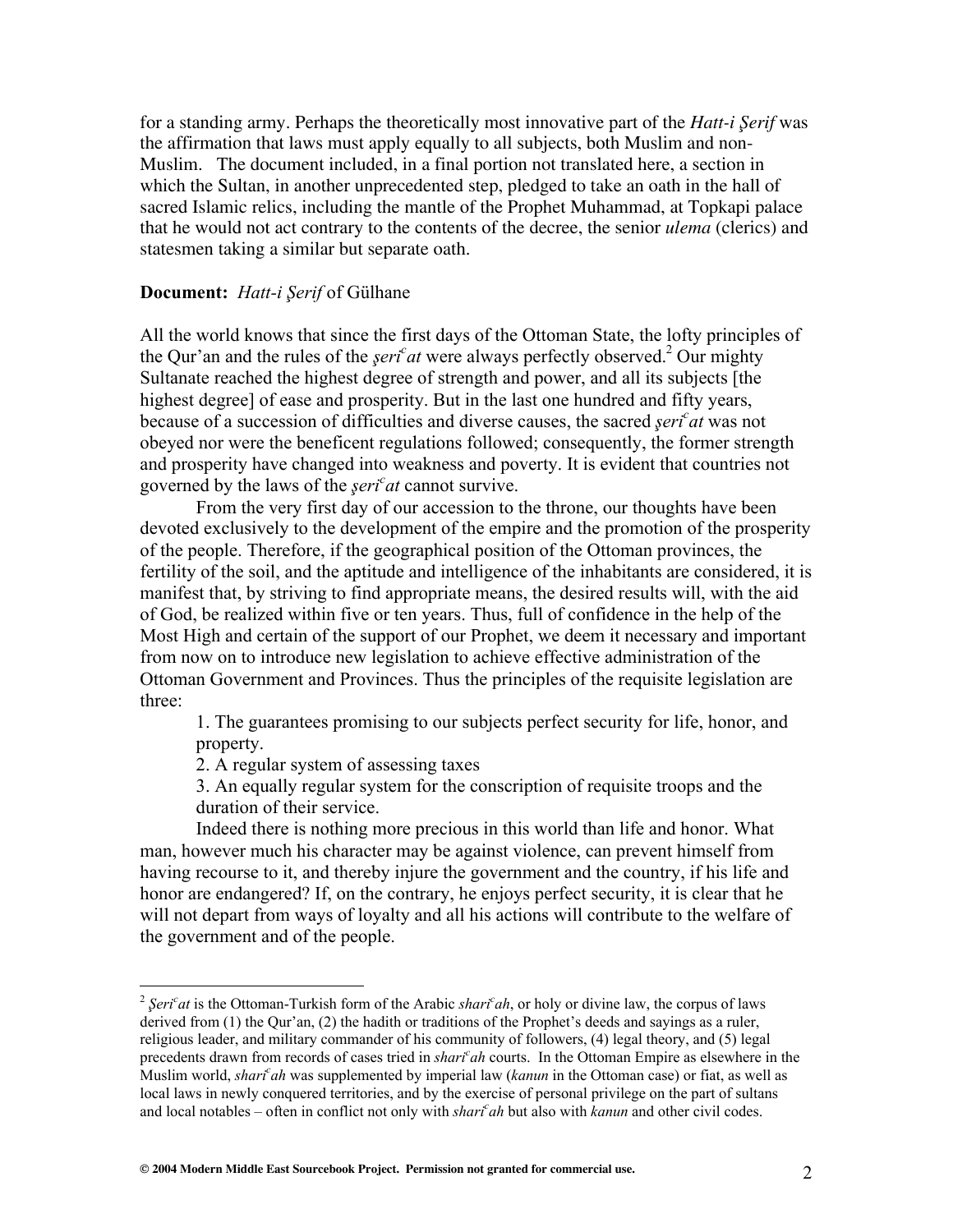for a standing army. Perhaps the theoretically most innovative part of the *Hatt-i Şerif* was the affirmation that laws must apply equally to all subjects, both Muslim and non-Muslim. The document included, in a final portion not translated here, a section in which the Sultan, in another unprecedented step, pledged to take an oath in the hall of sacred Islamic relics, including the mantle of the Prophet Muhammad, at Topkapi palace that he would not act contrary to the contents of the decree, the senior *ulema* (clerics) and statesmen taking a similar but separate oath.

**Document:** *Hatt-i Şerif* of Gülhane

All the world knows that since the first days of the Ottoman State, the lofty principles of the Qur'an and the rules of the *şeriᶜat* were always perfectly observed.[2] Our mighty Sultanate reached the highest degree of strength and power, and all its subjects [the highest degree] of ease and prosperity. But in the last one hundred and fifty years, because of a succession of difficulties and diverse causes, the sacred *şeriᶜat* was not obeyed nor were the beneficent regulations followed; consequently, the former strength and prosperity have changed into weakness and poverty. It is evident that countries not governed by the laws of the *şeriᶜat* cannot survive.

From the very first day of our accession to the throne, our thoughts have been devoted exclusively to the development of the empire and the promotion of the prosperity of the people. Therefore, if the geographical position of the Ottoman provinces, the fertility of the soil, and the aptitude and intelligence of the inhabitants are considered, it is manifest that, by striving to find appropriate means, the desired results will, with the aid of God, be realized within five or ten years. Thus, full of confidence in the help of the Most High and certain of the support of our Prophet, we deem it necessary and important from now on to introduce new legislation to achieve effective administration of the Ottoman Government and Provinces. Thus the principles of the requisite legislation are three:

1. The guarantees promising to our subjects perfect security for life, honor, and property.
2. A regular system of assessing taxes
3. An equally regular system for the conscription of requisite troops and the duration of their service.

Indeed there is nothing more precious in this world than life and honor. What man, however much his character may be against violence, can prevent himself from having recourse to it, and thereby injure the government and the country, if his life and honor are endangered? If, on the contrary, he enjoys perfect security, it is clear that he will not depart from ways of loyalty and all his actions will contribute to the welfare of the government and of the people.

---

[2] *Şeriᶜat* is the Ottoman-Turkish form of the Arabic *shariᶜah*, or holy or divine law, the corpus of laws derived from (1) the Qur'an, (2) the hadith or traditions of the Prophet's deeds and sayings as a ruler, religious leader, and military commander of his community of followers, (4) legal theory, and (5) legal precedents drawn from records of cases tried in *shariᶜah* courts. In the Ottoman Empire as elsewhere in the Muslim world, *shariᶜah* was supplemented by imperial law (*kanun* in the Ottoman case) or fiat, as well as local laws in newly conquered territories, and by the exercise of personal privilege on the part of sultans and local notables – often in conflict not only with *shariᶜah* but also with *kanun* and other civil codes.

**© 2004 Modern Middle East Sourcebook Project. Permission not granted for commercial use.**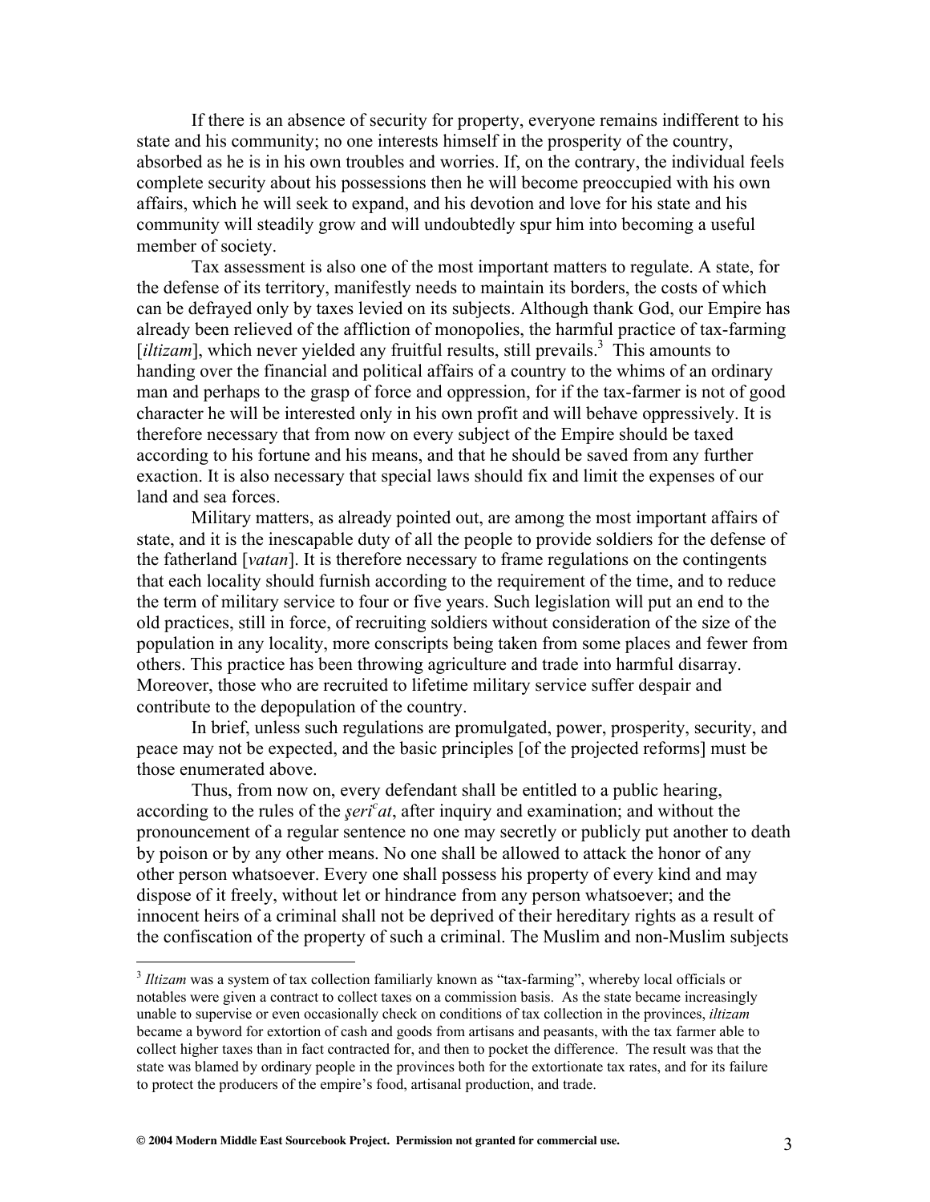If there is an absence of security for property, everyone remains indifferent to his state and his community; no one interests himself in the prosperity of the country, absorbed as he is in his own troubles and worries. If, on the contrary, the individual feels complete security about his possessions then he will become preoccupied with his own affairs, which he will seek to expand, and his devotion and love for his state and his community will steadily grow and will undoubtedly spur him into becoming a useful member of society.

Tax assessment is also one of the most important matters to regulate. A state, for the defense of its territory, manifestly needs to maintain its borders, the costs of which can be defrayed only by taxes levied on its subjects. Although thank God, our Empire has already been relieved of the affliction of monopolies, the harmful practice of tax-farming [*iltizam*], which never yielded any fruitful results, still prevails.[3] This amounts to handing over the financial and political affairs of a country to the whims of an ordinary man and perhaps to the grasp of force and oppression, for if the tax-farmer is not of good character he will be interested only in his own profit and will behave oppressively. It is therefore necessary that from now on every subject of the Empire should be taxed according to his fortune and his means, and that he should be saved from any further exaction. It is also necessary that special laws should fix and limit the expenses of our land and sea forces.

Military matters, as already pointed out, are among the most important affairs of state, and it is the inescapable duty of all the people to provide soldiers for the defense of the fatherland [*vatan*]. It is therefore necessary to frame regulations on the contingents that each locality should furnish according to the requirement of the time, and to reduce the term of military service to four or five years. Such legislation will put an end to the old practices, still in force, of recruiting soldiers without consideration of the size of the population in any locality, more conscripts being taken from some places and fewer from others. This practice has been throwing agriculture and trade into harmful disarray. Moreover, those who are recruited to lifetime military service suffer despair and contribute to the depopulation of the country.

In brief, unless such regulations are promulgated, power, prosperity, security, and peace may not be expected, and the basic principles [of the projected reforms] must be those enumerated above.

Thus, from now on, every defendant shall be entitled to a public hearing, according to the rules of the *şeriᶜat*, after inquiry and examination; and without the pronouncement of a regular sentence no one may secretly or publicly put another to death by poison or by any other means. No one shall be allowed to attack the honor of any other person whatsoever. Every one shall possess his property of every kind and may dispose of it freely, without let or hindrance from any person whatsoever; and the innocent heirs of a criminal shall not be deprived of their hereditary rights as a result of the confiscation of the property of such a criminal. The Muslim and non-Muslim subjects

---

[3] *Iltizam* was a system of tax collection familiarly known as "tax-farming", whereby local officials or notables were given a contract to collect taxes on a commission basis. As the state became increasingly unable to supervise or even occasionally check on conditions of tax collection in the provinces, *iltizam* became a byword for extortion of cash and goods from artisans and peasants, with the tax farmer able to collect higher taxes than in fact contracted for, and then to pocket the difference. The result was that the state was blamed by ordinary people in the provinces both for the extortionate tax rates, and for its failure to protect the producers of the empire's food, artisanal production, and trade.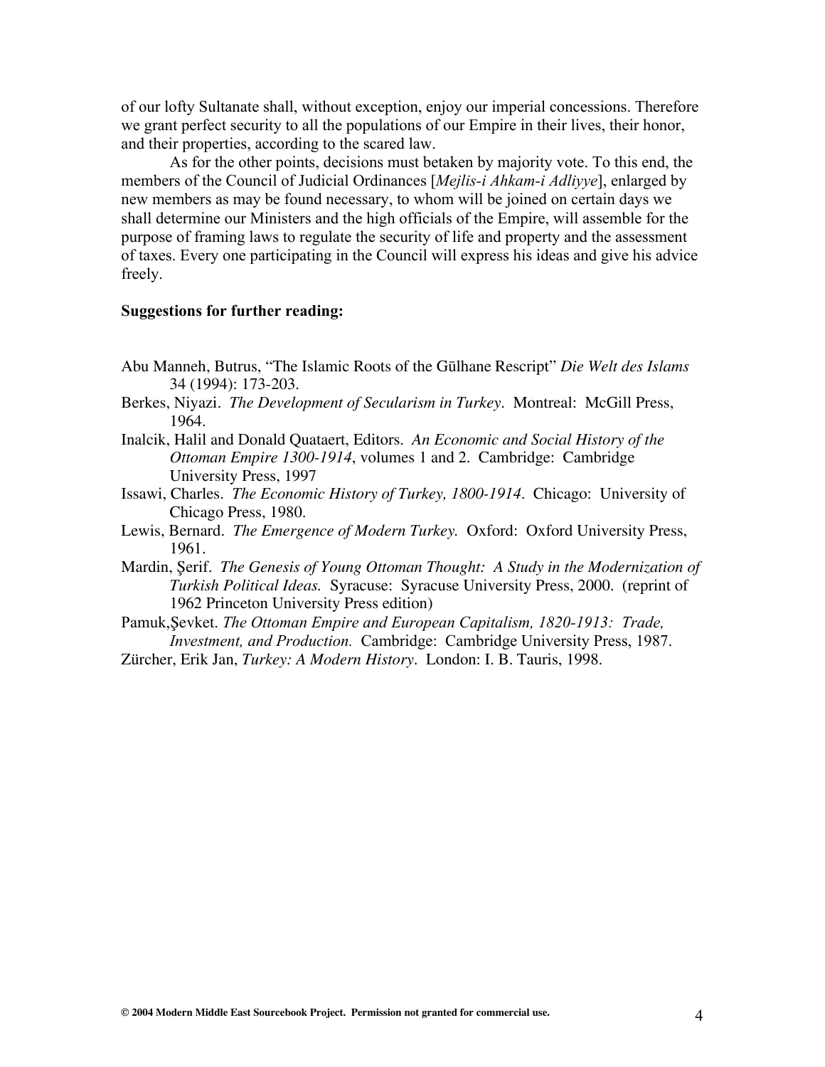of our lofty Sultanate shall, without exception, enjoy our imperial concessions. Therefore we grant perfect security to all the populations of our Empire in their lives, their honor, and their properties, according to the scared law.

As for the other points, decisions must betaken by majority vote. To this end, the members of the Council of Judicial Ordinances [*Mejlis-i Ahkam-i Adliyye*], enlarged by new members as may be found necessary, to whom will be joined on certain days we shall determine our Ministers and the high officials of the Empire, will assemble for the purpose of framing laws to regulate the security of life and property and the assessment of taxes. Every one participating in the Council will express his ideas and give his advice freely.

**Suggestions for further reading:**

Abu Manneh, Butrus, "The Islamic Roots of the Gūlhane Rescript" *Die Welt des Islams* 34 (1994): 173-203.

Berkes, Niyazi. *The Development of Secularism in Turkey*. Montreal: McGill Press, 1964.

Inalcik, Halil and Donald Quataert, Editors. *An Economic and Social History of the Ottoman Empire 1300-1914*, volumes 1 and 2. Cambridge: Cambridge University Press, 1997

Issawi, Charles. *The Economic History of Turkey, 1800-1914*. Chicago: University of Chicago Press, 1980.

Lewis, Bernard. *The Emergence of Modern Turkey.* Oxford: Oxford University Press, 1961.

Mardin, Şerif. *The Genesis of Young Ottoman Thought: A Study in the Modernization of Turkish Political Ideas.* Syracuse: Syracuse University Press, 2000. (reprint of 1962 Princeton University Press edition)

Pamuk,Şevket. *The Ottoman Empire and European Capitalism, 1820-1913: Trade, Investment, and Production.* Cambridge: Cambridge University Press, 1987.

Zürcher, Erik Jan, *Turkey: A Modern History*. London: I. B. Tauris, 1998.

**© 2004 Modern Middle East Sourcebook Project. Permission not granted for commercial use.**